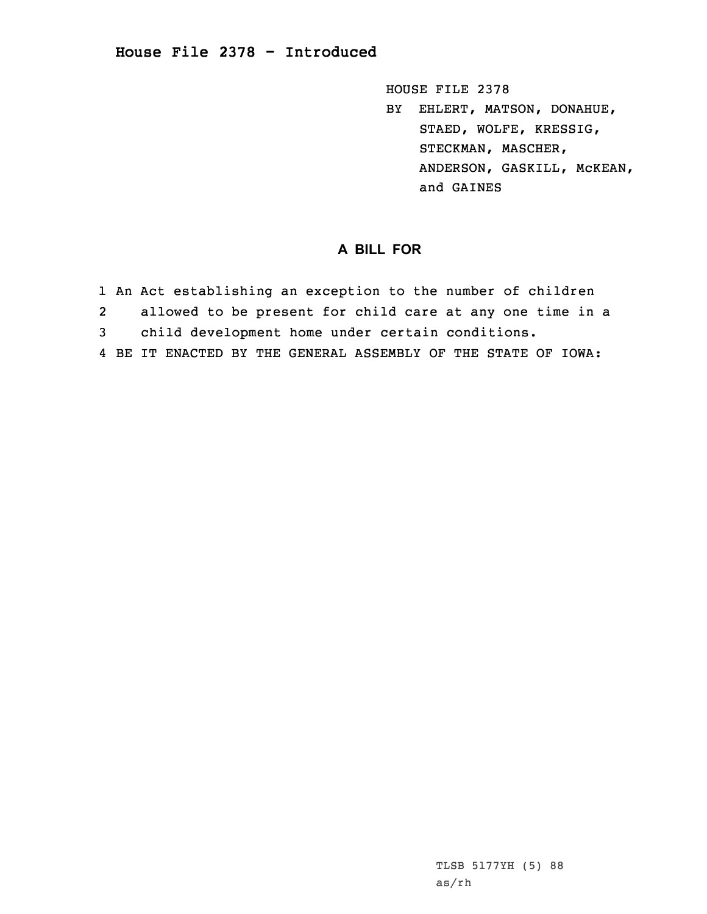# House File 2378 - Introduced

HOUSE FILE 2378
BY EHLERT, MATSON, DONAHUE, STAED, WOLFE, KRESSIG, STECKMAN, MASCHER, ANDERSON, GASKILL, McKEAN, and GAINES

## A BILL FOR

1 An Act establishing an exception to the number of children
2 allowed to be present for child care at any one time in a
3 child development home under certain conditions.
4 BE IT ENACTED BY THE GENERAL ASSEMBLY OF THE STATE OF IOWA:

TLSB 5177YH (5) 88
as/rh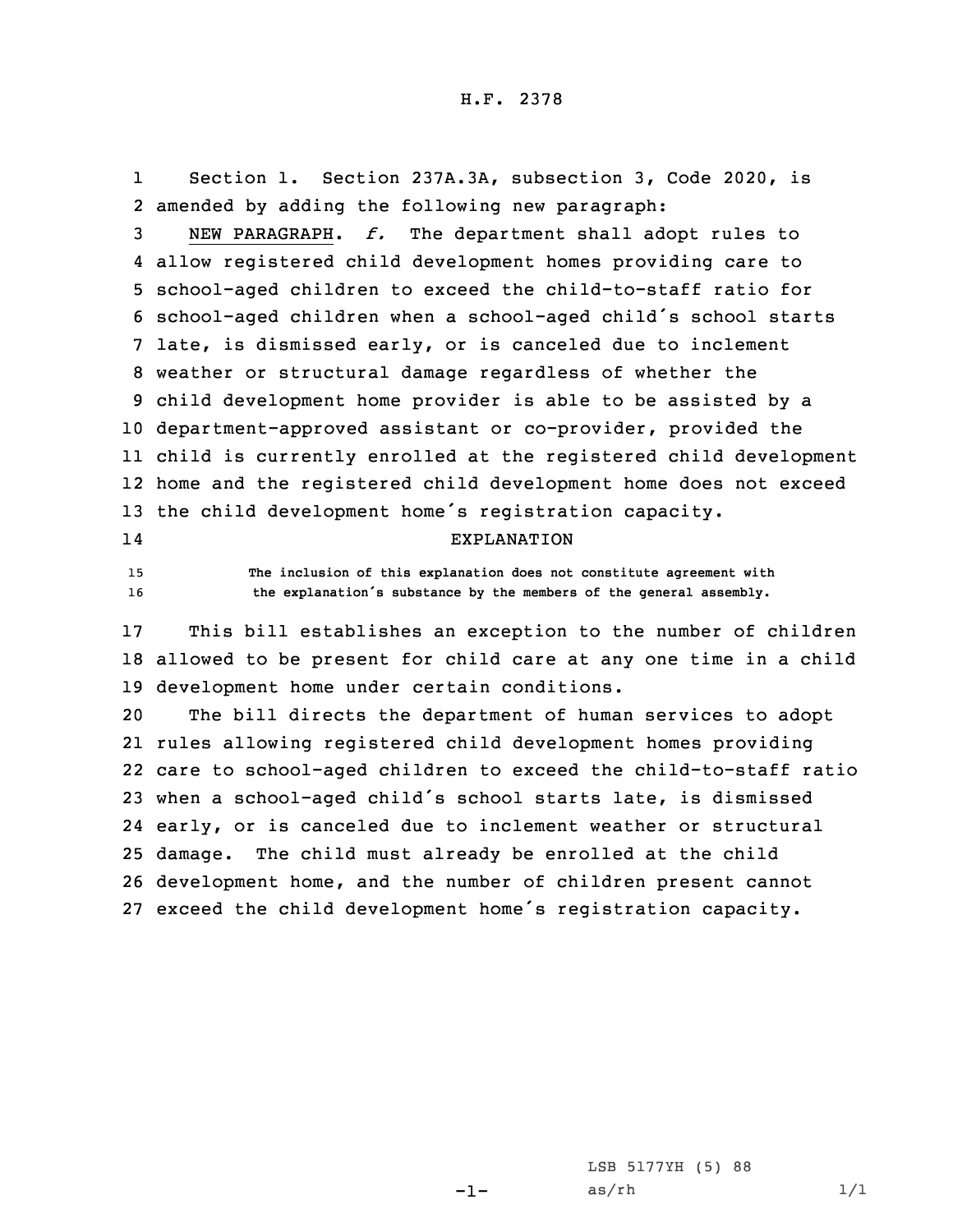H.F. 2378

Section 1. Section 237A.3A, subsection 3, Code 2020, is amended by adding the following new paragraph:

NEW PARAGRAPH. *f.* The department shall adopt rules to allow registered child development homes providing care to school-aged children to exceed the child-to-staff ratio for school-aged children when a school-aged child's school starts late, is dismissed early, or is canceled due to inclement weather or structural damage regardless of whether the child development home provider is able to be assisted by a department-approved assistant or co-provider, provided the child is currently enrolled at the registered child development home and the registered child development home does not exceed the child development home's registration capacity.

EXPLANATION

**The inclusion of this explanation does not constitute agreement with the explanation's substance by the members of the general assembly.**

This bill establishes an exception to the number of children allowed to be present for child care at any one time in a child development home under certain conditions.

The bill directs the department of human services to adopt rules allowing registered child development homes providing care to school-aged children to exceed the child-to-staff ratio when a school-aged child's school starts late, is dismissed early, or is canceled due to inclement weather or structural damage. The child must already be enrolled at the child development home, and the number of children present cannot exceed the child development home's registration capacity.

LSB 5177YH (5) 88
as/rh